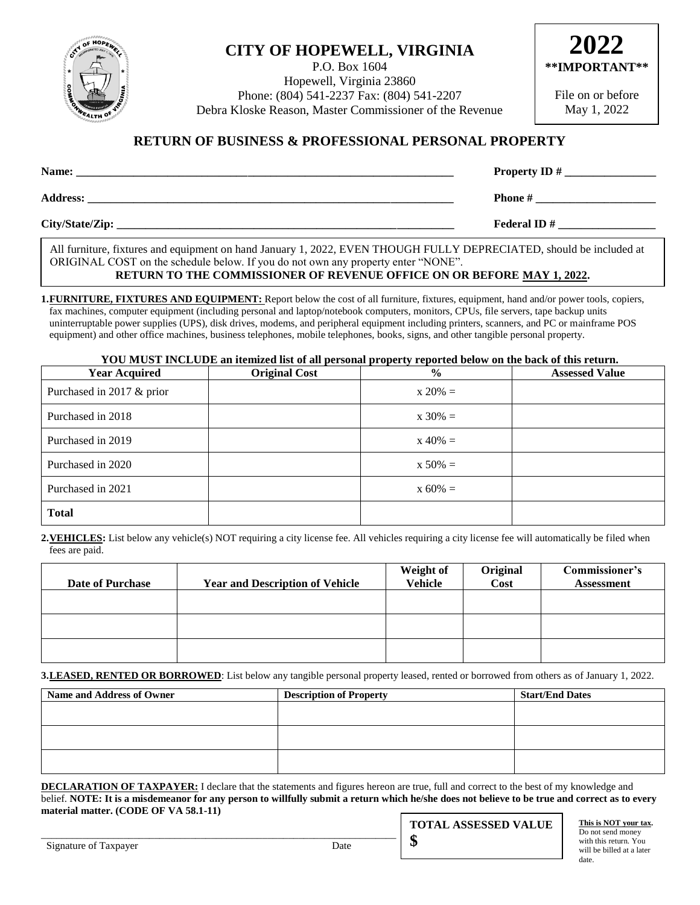# CITY OF HOPEWELL, VIRGINIA

P.O. Box 1604
Hopewell, Virginia 23860
Phone: (804) 541-2237 Fax: (804) 541-2207
Debra Kloske Reason, Master Commissioner of the Revenue

**2022**
**\*\*IMPORTANT\*\***

File on or before
May 1, 2022

## RETURN OF BUSINESS & PROFESSIONAL PERSONAL PROPERTY

**Name:** ______________________________ **Property ID #** ______________

**Address:** ______________________________ **Phone #** ______________

**City/State/Zip:** ______________________________ **Federal ID #** ______________

All furniture, fixtures and equipment on hand January 1, 2022, EVEN THOUGH FULLY DEPRECIATED, should be included at ORIGINAL COST on the schedule below. If you do not own any property enter "NONE".
**RETURN TO THE COMMISSIONER OF REVENUE OFFICE ON OR BEFORE MAY 1, 2022.**

**1. FURNITURE, FIXTURES AND EQUIPMENT:** Report below the cost of all furniture, fixtures, equipment, hand and/or power tools, copiers, fax machines, computer equipment (including personal and laptop/notebook computers, monitors, CPUs, file servers, tape backup units uninterruptable power supplies (UPS), disk drives, modems, and peripheral equipment including printers, scanners, and PC or mainframe POS equipment) and other office machines, business telephones, mobile telephones, books, signs, and other tangible personal property.

**YOU MUST INCLUDE an itemized list of all personal property reported below on the back of this return.**

| Year Acquired | Original Cost | % | Assessed Value |
|---|---|---|---|
| Purchased in 2017 & prior | | x 20% = | |
| Purchased in 2018 | | x 30% = | |
| Purchased in 2019 | | x 40% = | |
| Purchased in 2020 | | x 50% = | |
| Purchased in 2021 | | x 60% = | |
| **Total** | | | |

**2. VEHICLES:** List below any vehicle(s) NOT requiring a city license fee. All vehicles requiring a city license fee will automatically be filed when fees are paid.

| Date of Purchase | Year and Description of Vehicle | Weight of Vehicle | Original Cost | Commissioner's Assessment |
|---|---|---|---|---|
| | | | | |
| | | | | |
| | | | | |

**3. LEASED, RENTED OR BORROWED**: List below any tangible personal property leased, rented or borrowed from others as of January 1, 2022.

| Name and Address of Owner | Description of Property | Start/End Dates |
|---|---|---|
| | | |
| | | |
| | | |

**DECLARATION OF TAXPAYER:** I declare that the statements and figures hereon are true, full and correct to the best of my knowledge and belief. **NOTE: It is a misdemeanor for any person to willfully submit a return which he/she does not believe to be true and correct as to every material matter. (CODE OF VA 58.1-11)**

______________________________________________
Signature of Taxpayer                                        Date

**TOTAL ASSESSED VALUE**
**$**

**This is NOT your tax.** Do not send money with this return. You will be billed at a later date.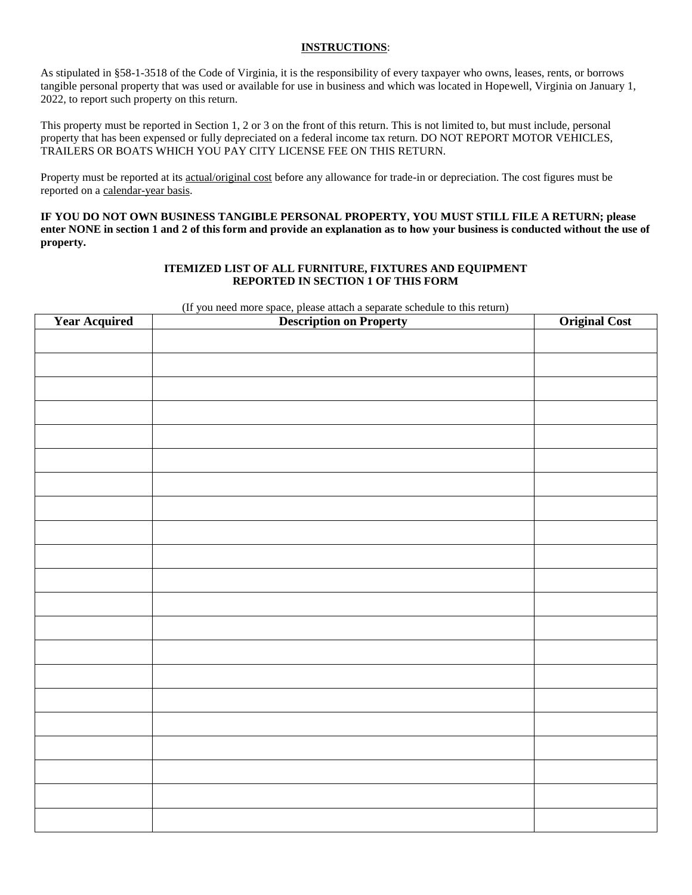## **INSTRUCTIONS**:

As stipulated in §58-1-3518 of the Code of Virginia, it is the responsibility of every taxpayer who owns, leases, rents, or borrows tangible personal property that was used or available for use in business and which was located in Hopewell, Virginia on January 1, 2022, to report such property on this return.

This property must be reported in Section 1, 2 or 3 on the front of this return. This is not limited to, but must include, personal property that has been expensed or fully depreciated on a federal income tax return. DO NOT REPORT MOTOR VEHICLES, TRAILERS OR BOATS WHICH YOU PAY CITY LICENSE FEE ON THIS RETURN.

Property must be reported at its actual/original cost before any allowance for trade-in or depreciation. The cost figures must be reported on a calendar-year basis.

**IF YOU DO NOT OWN BUSINESS TANGIBLE PERSONAL PROPERTY, YOU MUST STILL FILE A RETURN; please enter NONE in section 1 and 2 of this form and provide an explanation as to how your business is conducted without the use of property.**

### ITEMIZED LIST OF ALL FURNITURE, FIXTURES AND EQUIPMENT REPORTED IN SECTION 1 OF THIS FORM

(If you need more space, please attach a separate schedule to this return)

| Year Acquired | Description on Property | Original Cost |
|---|---|---|
| | | |
| | | |
| | | |
| | | |
| | | |
| | | |
| | | |
| | | |
| | | |
| | | |
| | | |
| | | |
| | | |
| | | |
| | | |
| | | |
| | | |
| | | |
| | | |
| | | |
| | | |